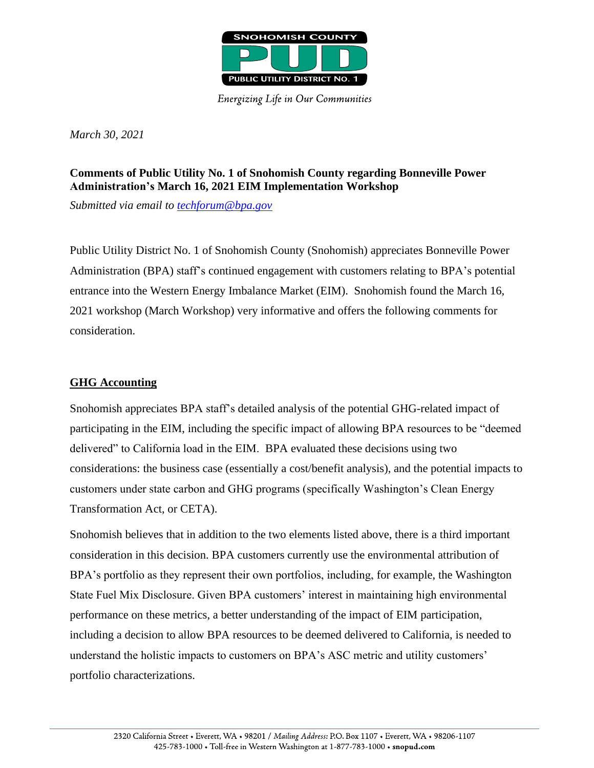SNOHOMISH COUNTY

PUD

PUBLIC UTILITY DISTRICT NO. 1

*Energizing Life in Our Communities*

*March 30, 2021*

**Comments of Public Utility No. 1 of Snohomish County regarding Bonneville Power Administration's March 16, 2021 EIM Implementation Workshop**

*Submitted via email to techforum@bpa.gov*

Public Utility District No. 1 of Snohomish County (Snohomish) appreciates Bonneville Power Administration (BPA) staff's continued engagement with customers relating to BPA's potential entrance into the Western Energy Imbalance Market (EIM). Snohomish found the March 16, 2021 workshop (March Workshop) very informative and offers the following comments for consideration.

## GHG Accounting

Snohomish appreciates BPA staff's detailed analysis of the potential GHG-related impact of participating in the EIM, including the specific impact of allowing BPA resources to be "deemed delivered" to California load in the EIM. BPA evaluated these decisions using two considerations: the business case (essentially a cost/benefit analysis), and the potential impacts to customers under state carbon and GHG programs (specifically Washington's Clean Energy Transformation Act, or CETA).

Snohomish believes that in addition to the two elements listed above, there is a third important consideration in this decision. BPA customers currently use the environmental attribution of BPA's portfolio as they represent their own portfolios, including, for example, the Washington State Fuel Mix Disclosure. Given BPA customers' interest in maintaining high environmental performance on these metrics, a better understanding of the impact of EIM participation, including a decision to allow BPA resources to be deemed delivered to California, is needed to understand the holistic impacts to customers on BPA's ASC metric and utility customers' portfolio characterizations.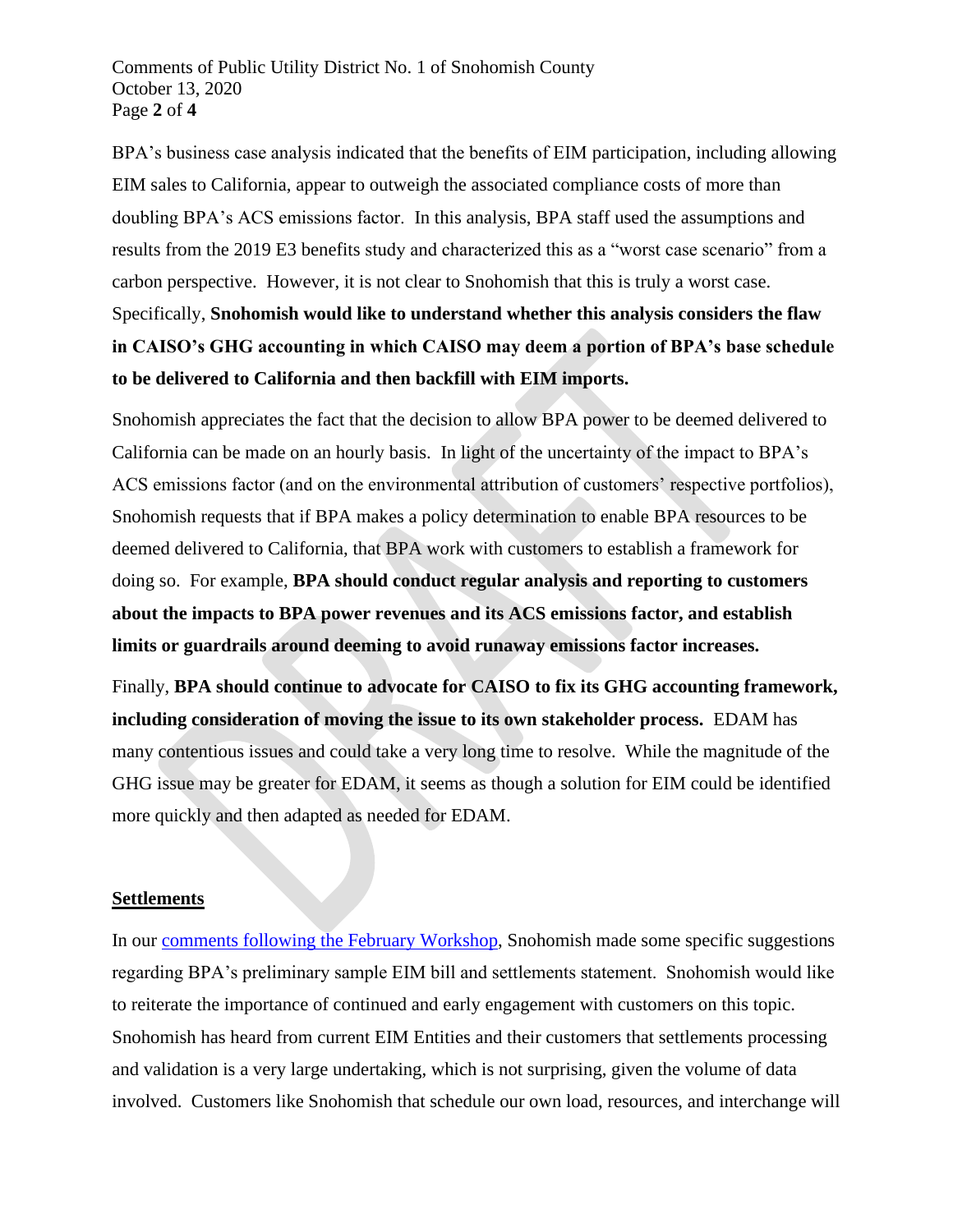BPA's business case analysis indicated that the benefits of EIM participation, including allowing EIM sales to California, appear to outweigh the associated compliance costs of more than doubling BPA's ACS emissions factor. In this analysis, BPA staff used the assumptions and results from the 2019 E3 benefits study and characterized this as a "worst case scenario" from a carbon perspective. However, it is not clear to Snohomish that this is truly a worst case. Specifically, **Snohomish would like to understand whether this analysis considers the flaw in CAISO's GHG accounting in which CAISO may deem a portion of BPA's base schedule to be delivered to California and then backfill with EIM imports.**

Snohomish appreciates the fact that the decision to allow BPA power to be deemed delivered to California can be made on an hourly basis. In light of the uncertainty of the impact to BPA's ACS emissions factor (and on the environmental attribution of customers' respective portfolios), Snohomish requests that if BPA makes a policy determination to enable BPA resources to be deemed delivered to California, that BPA work with customers to establish a framework for doing so. For example, **BPA should conduct regular analysis and reporting to customers about the impacts to BPA power revenues and its ACS emissions factor, and establish limits or guardrails around deeming to avoid runaway emissions factor increases.**

Finally, **BPA should continue to advocate for CAISO to fix its GHG accounting framework, including consideration of moving the issue to its own stakeholder process.** EDAM has many contentious issues and could take a very long time to resolve. While the magnitude of the GHG issue may be greater for EDAM, it seems as though a solution for EIM could be identified more quickly and then adapted as needed for EDAM.

## Settlements

In our comments following the February Workshop, Snohomish made some specific suggestions regarding BPA's preliminary sample EIM bill and settlements statement. Snohomish would like to reiterate the importance of continued and early engagement with customers on this topic. Snohomish has heard from current EIM Entities and their customers that settlements processing and validation is a very large undertaking, which is not surprising, given the volume of data involved. Customers like Snohomish that schedule our own load, resources, and interchange will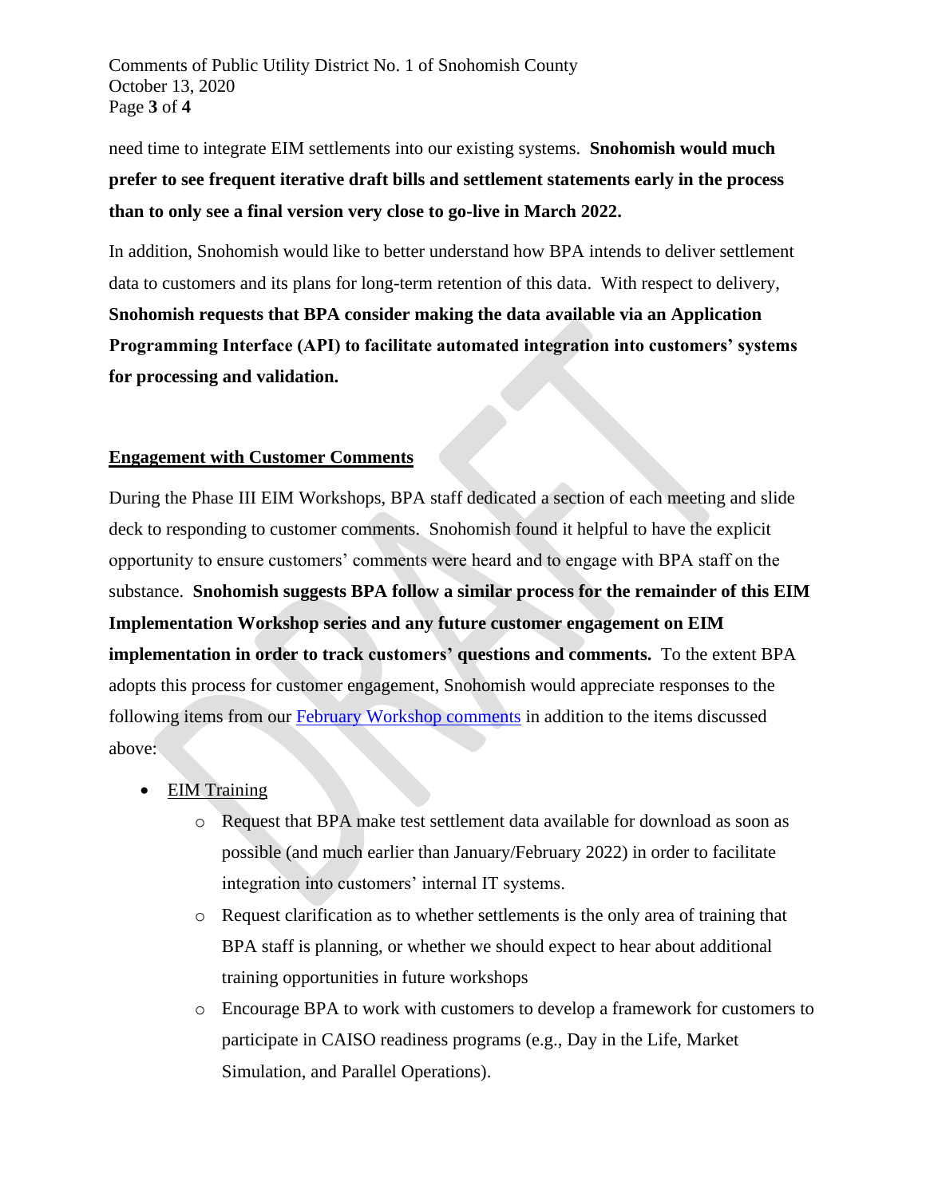need time to integrate EIM settlements into our existing systems. **Snohomish would much prefer to see frequent iterative draft bills and settlement statements early in the process than to only see a final version very close to go-live in March 2022.**

In addition, Snohomish would like to better understand how BPA intends to deliver settlement data to customers and its plans for long-term retention of this data. With respect to delivery, **Snohomish requests that BPA consider making the data available via an Application Programming Interface (API) to facilitate automated integration into customers' systems for processing and validation.**

## <u>Engagement with Customer Comments</u>

During the Phase III EIM Workshops, BPA staff dedicated a section of each meeting and slide deck to responding to customer comments. Snohomish found it helpful to have the explicit opportunity to ensure customers' comments were heard and to engage with BPA staff on the substance. **Snohomish suggests BPA follow a similar process for the remainder of this EIM Implementation Workshop series and any future customer engagement on EIM implementation in order to track customers' questions and comments.** To the extent BPA adopts this process for customer engagement, Snohomish would appreciate responses to the following items from our February Workshop comments in addition to the items discussed above:

- <u>EIM Training</u>
  - Request that BPA make test settlement data available for download as soon as possible (and much earlier than January/February 2022) in order to facilitate integration into customers' internal IT systems.
  - Request clarification as to whether settlements is the only area of training that BPA staff is planning, or whether we should expect to hear about additional training opportunities in future workshops
  - Encourage BPA to work with customers to develop a framework for customers to participate in CAISO readiness programs (e.g., Day in the Life, Market Simulation, and Parallel Operations).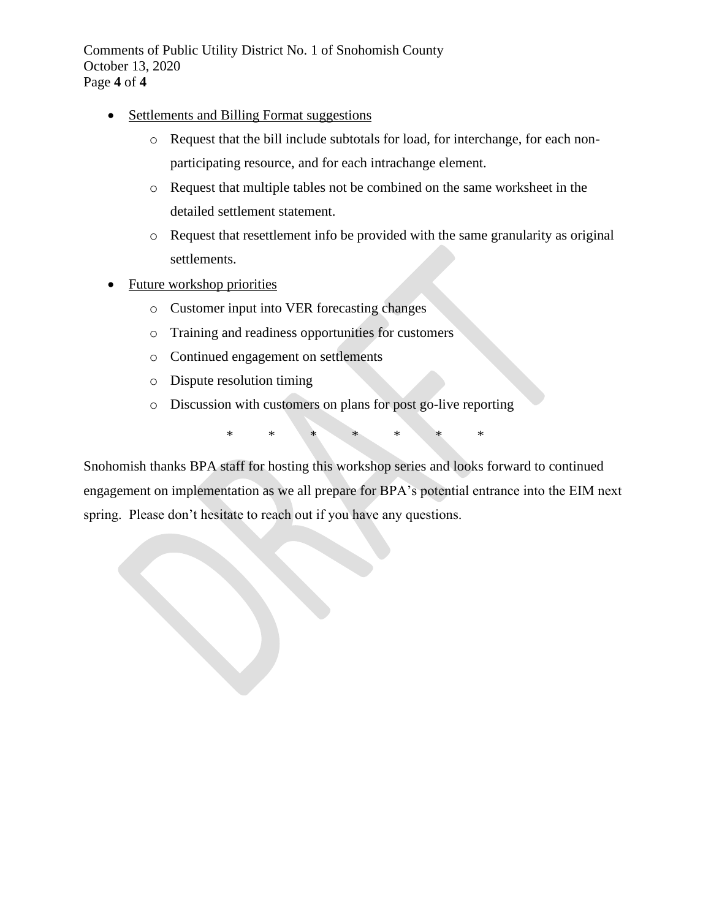- Settlements and Billing Format suggestions
  - Request that the bill include subtotals for load, for interchange, for each non-participating resource, and for each intrachange element.
  - Request that multiple tables not be combined on the same worksheet in the detailed settlement statement.
  - Request that resettlement info be provided with the same granularity as original settlements.
- Future workshop priorities
  - Customer input into VER forecasting changes
  - Training and readiness opportunities for customers
  - Continued engagement on settlements
  - Dispute resolution timing
  - Discussion with customers on plans for post go-live reporting

\* \* \* \* \* \* \*

Snohomish thanks BPA staff for hosting this workshop series and looks forward to continued engagement on implementation as we all prepare for BPA's potential entrance into the EIM next spring. Please don't hesitate to reach out if you have any questions.